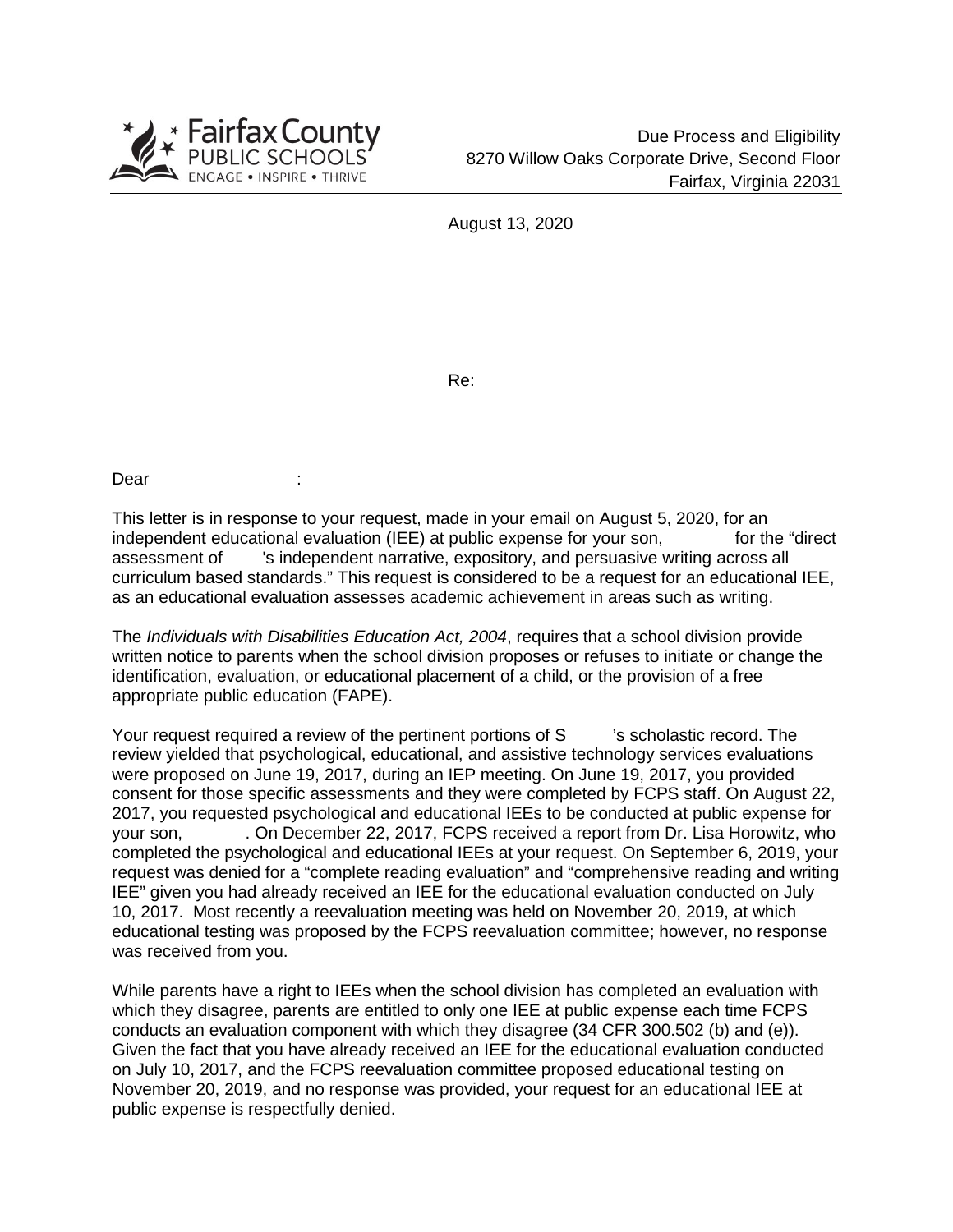Fairfax County PUBLIC SCHOOLS
ENGAGE • INSPIRE • THRIVE

Due Process and Eligibility
8270 Willow Oaks Corporate Drive, Second Floor
Fairfax, Virginia 22031

August 13, 2020

Re:

Dear :

This letter is in response to your request, made in your email on August 5, 2020, for an independent educational evaluation (IEE) at public expense for your son, for the “direct assessment of 's independent narrative, expository, and persuasive writing across all curriculum based standards.” This request is considered to be a request for an educational IEE, as an educational evaluation assesses academic achievement in areas such as writing.

The *Individuals with Disabilities Education Act, 2004*, requires that a school division provide written notice to parents when the school division proposes or refuses to initiate or change the identification, evaluation, or educational placement of a child, or the provision of a free appropriate public education (FAPE).

Your request required a review of the pertinent portions of S 's scholastic record. The review yielded that psychological, educational, and assistive technology services evaluations were proposed on June 19, 2017, during an IEP meeting. On June 19, 2017, you provided consent for those specific assessments and they were completed by FCPS staff. On August 22, 2017, you requested psychological and educational IEEs to be conducted at public expense for your son, . On December 22, 2017, FCPS received a report from Dr. Lisa Horowitz, who completed the psychological and educational IEEs at your request. On September 6, 2019, your request was denied for a “complete reading evaluation” and “comprehensive reading and writing IEE” given you had already received an IEE for the educational evaluation conducted on July 10, 2017. Most recently a reevaluation meeting was held on November 20, 2019, at which educational testing was proposed by the FCPS reevaluation committee; however, no response was received from you.

While parents have a right to IEEs when the school division has completed an evaluation with which they disagree, parents are entitled to only one IEE at public expense each time FCPS conducts an evaluation component with which they disagree (34 CFR 300.502 (b) and (e)). Given the fact that you have already received an IEE for the educational evaluation conducted on July 10, 2017, and the FCPS reevaluation committee proposed educational testing on November 20, 2019, and no response was provided, your request for an educational IEE at public expense is respectfully denied.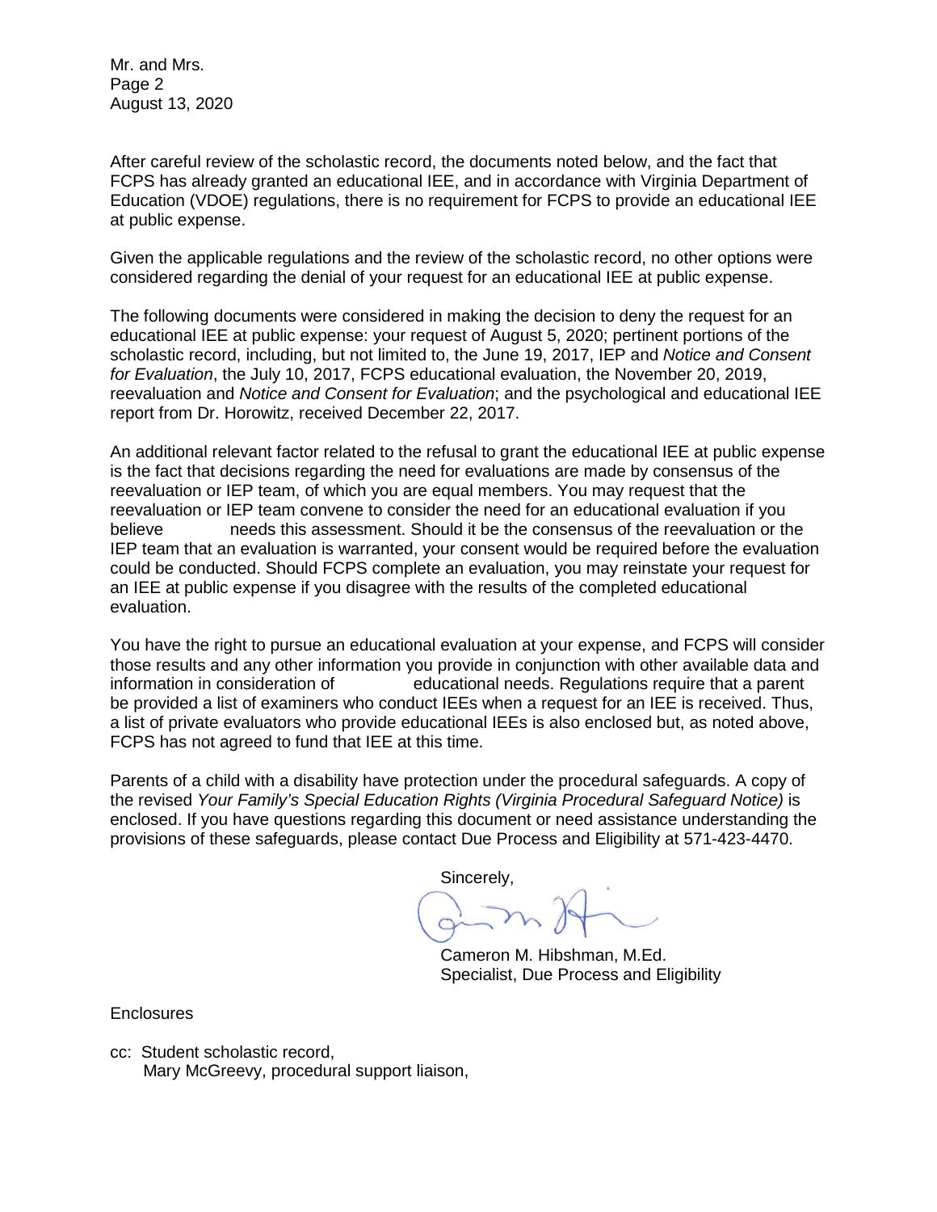After careful review of the scholastic record, the documents noted below, and the fact that FCPS has already granted an educational IEE, and in accordance with Virginia Department of Education (VDOE) regulations, there is no requirement for FCPS to provide an educational IEE at public expense.

Given the applicable regulations and the review of the scholastic record, no other options were considered regarding the denial of your request for an educational IEE at public expense.

The following documents were considered in making the decision to deny the request for an educational IEE at public expense: your request of August 5, 2020; pertinent portions of the scholastic record, including, but not limited to, the June 19, 2017, IEP and *Notice and Consent for Evaluation*, the July 10, 2017, FCPS educational evaluation, the November 20, 2019, reevaluation and *Notice and Consent for Evaluation*; and the psychological and educational IEE report from Dr. Horowitz, received December 22, 2017.

An additional relevant factor related to the refusal to grant the educational IEE at public expense is the fact that decisions regarding the need for evaluations are made by consensus of the reevaluation or IEP team, of which you are equal members. You may request that the reevaluation or IEP team convene to consider the need for an educational evaluation if you believe needs this assessment. Should it be the consensus of the reevaluation or the IEP team that an evaluation is warranted, your consent would be required before the evaluation could be conducted. Should FCPS complete an evaluation, you may reinstate your request for an IEE at public expense if you disagree with the results of the completed educational evaluation.

You have the right to pursue an educational evaluation at your expense, and FCPS will consider those results and any other information you provide in conjunction with other available data and information in consideration of educational needs. Regulations require that a parent be provided a list of examiners who conduct IEEs when a request for an IEE is received. Thus, a list of private evaluators who provide educational IEEs is also enclosed but, as noted above, FCPS has not agreed to fund that IEE at this time.

Parents of a child with a disability have protection under the procedural safeguards. A copy of the revised *Your Family's Special Education Rights (Virginia Procedural Safeguard Notice)* is enclosed. If you have questions regarding this document or need assistance understanding the provisions of these safeguards, please contact Due Process and Eligibility at 571-423-4470.

Sincerely,

Cameron M. Hibshman, M.Ed.
Specialist, Due Process and Eligibility

Enclosures

cc: Student scholastic record,
Mary McGreevy, procedural support liaison,